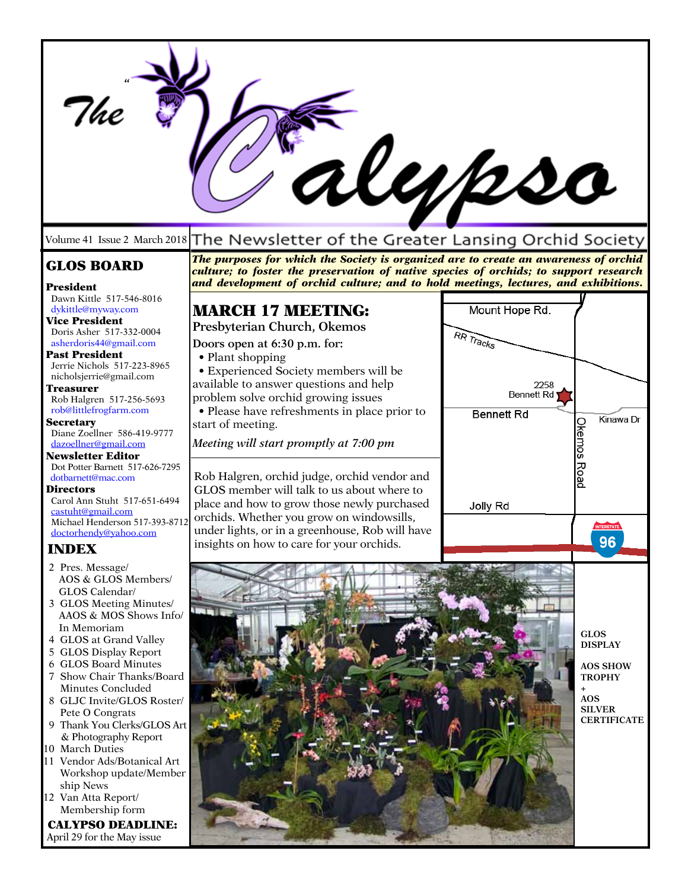# The Calypso

Volume 41 Issue 2 March 2018 The Newsletter of the Greater Lansing Orchid Society

***The purposes for which the Society is organized are to create an awareness of orchid culture; to foster the preservation of native species of orchids; to support research and development of orchid culture; and to hold meetings, lectures, and exhibitions.***

## GLOS BOARD

**President**
Dawn Kittle 517-546-8016
dykittle@myway.com

**Vice President**
Doris Asher 517-332-0004
asherdoris44@gmail.com

**Past President**
Jerrie Nichols 517-223-8965
nicholsjerrie@gmail.com

**Treasurer**
Rob Halgren 517-256-5693
rob@littlefrogfarm.com

**Secretary**
Diane Zoellner 586-419-9777
dazoellner@gmail.com

**Newsletter Editor**
Dot Potter Barnett 517-626-7295
dotbarnett@mac.com

**Directors**
Carol Ann Stuht 517-651-6494
castuht@gmail.com
Michael Henderson 517-393-8712
doctorhendy@yahoo.com

## INDEX

2 Pres. Message/ AOS & GLOS Members/ GLOS Calendar/
3 GLOS Meeting Minutes/ AAOS & MOS Shows Info/ In Memoriam
4 GLOS at Grand Valley
5 GLOS Display Report
6 GLOS Board Minutes
7 Show Chair Thanks/Board Minutes Concluded
8 GLJC Invite/GLOS Roster/ Pete O Congrats
9 Thank You Clerks/GLOS Art & Photography Report
10 March Duties
11 Vendor Ads/Botanical Art Workshop update/Membership News
12 Van Atta Report/ Membership form

**CALYPSO DEADLINE:**
April 29 for the May issue

## MARCH 17 MEETING:

**Presbyterian Church, Okemos**

**Doors open at 6:30 p.m. for:**

- Plant shopping
- Experienced Society members will be available to answer questions and help problem solve orchid growing issues
- Please have refreshments in place prior to start of meeting.

*Meeting will start promptly at 7:00 pm*

Rob Halgren, orchid judge, orchid vendor and GLOS member will talk to us about where to place and how to grow those newly purchased orchids. Whether you grow on windowsills, under lights, or in a greenhouse, Rob will have insights on how to care for your orchids.

Mount Hope Rd. · RR Tracks · 2258 Bennett Rd · Bennett Rd · Kinawa Dr · Okemos Road · Jolly Rd · Interstate 96

GLOS DISPLAY

AOS SHOW TROPHY + AOS SILVER CERTIFICATE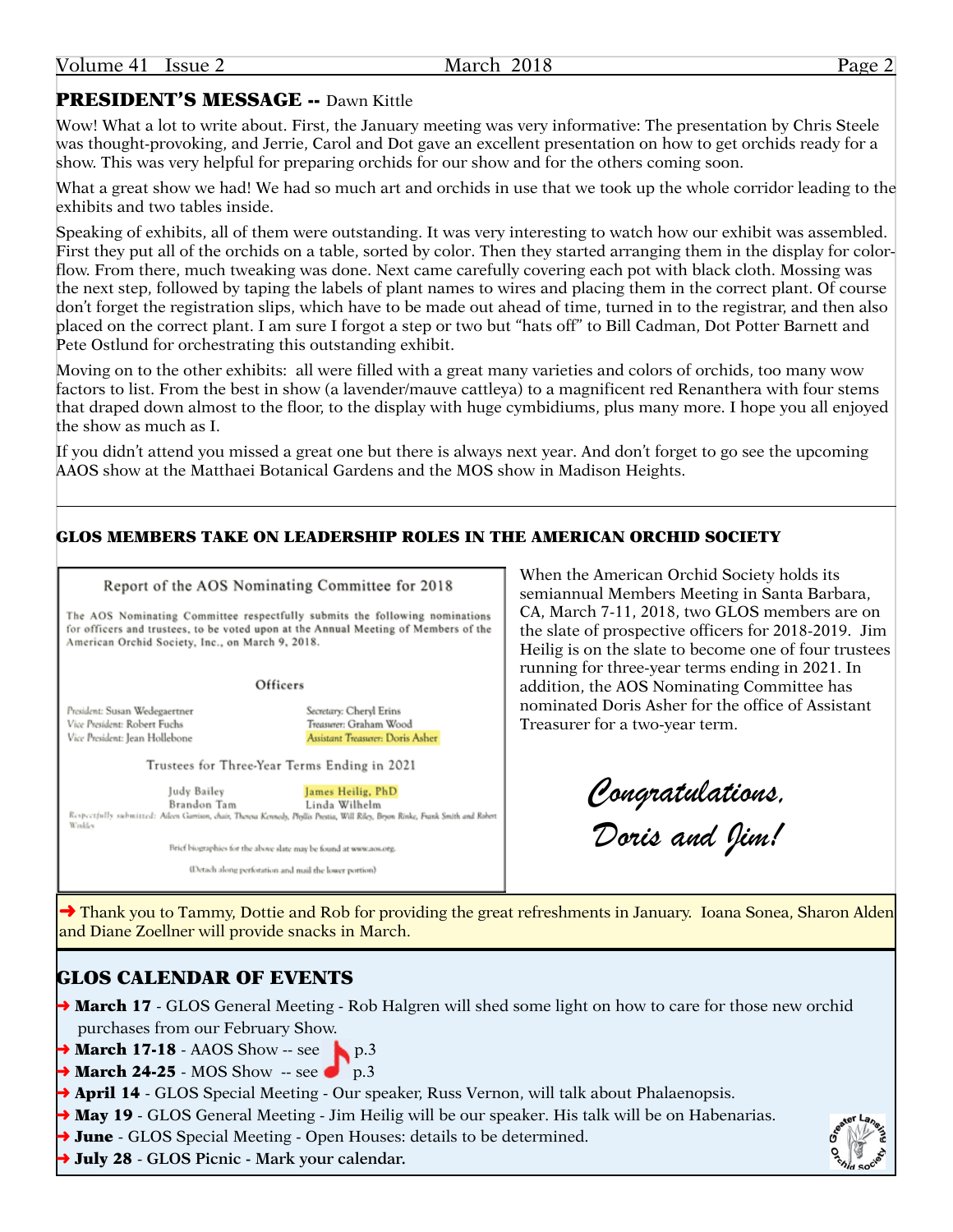## PRESIDENT'S MESSAGE -- Dawn Kittle

Wow! What a lot to write about. First, the January meeting was very informative: The presentation by Chris Steele was thought-provoking, and Jerrie, Carol and Dot gave an excellent presentation on how to get orchids ready for a show. This was very helpful for preparing orchids for our show and for the others coming soon.

What a great show we had! We had so much art and orchids in use that we took up the whole corridor leading to the exhibits and two tables inside.

Speaking of exhibits, all of them were outstanding. It was very interesting to watch how our exhibit was assembled. First they put all of the orchids on a table, sorted by color. Then they started arranging them in the display for color-flow. From there, much tweaking was done. Next came carefully covering each pot with black cloth. Mossing was the next step, followed by taping the labels of plant names to wires and placing them in the correct plant. Of course don't forget the registration slips, which have to be made out ahead of time, turned in to the registrar, and then also placed on the correct plant. I am sure I forgot a step or two but "hats off" to Bill Cadman, Dot Potter Barnett and Pete Ostlund for orchestrating this outstanding exhibit.

Moving on to the other exhibits: all were filled with a great many varieties and colors of orchids, too many wow factors to list. From the best in show (a lavender/mauve cattleya) to a magnificent red Renanthera with four stems that draped down almost to the floor, to the display with huge cymbidiums, plus many more. I hope you all enjoyed the show as much as I.

If you didn't attend you missed a great one but there is always next year. And don't forget to go see the upcoming AAOS show at the Matthaei Botanical Gardens and the MOS show in Madison Heights.

---

### GLOS MEMBERS TAKE ON LEADERSHIP ROLES IN THE AMERICAN ORCHID SOCIETY

**Report of the AOS Nominating Committee for 2018**

The AOS Nominating Committee respectfully submits the following nominations for officers and trustees, to be voted upon at the Annual Meeting of Members of the American Orchid Society, Inc., on March 9, 2018.

**Officers**

President: Susan Wedegaertner
Vice President: Robert Fuchs
Vice President: Jean Hollebone
Secretary: Cheryl Erins
Treasurer: Graham Wood
Assistant Treasurer: Doris Asher

**Trustees for Three-Year Terms Ending in 2021**

Judy Bailey
Brandon Tam
James Heilig, PhD
Linda Wilhelm

Respectfully submitted: Aileen Garrison, chair, Theresa Kennedy, Phyllis Prestia, Will Riley, Bryon Rinke, Frank Smith and Robert Winkley

Brief biographies for the above slate may be found at www.aos.org.

(Detach along perforation and mail the lower portion)

When the American Orchid Society holds its semiannual Members Meeting in Santa Barbara, CA, March 7-11, 2018, two GLOS members are on the slate of prospective officers for 2018-2019. Jim Heilig is on the slate to become one of four trustees running for three-year terms ending in 2021. In addition, the AOS Nominating Committee has nominated Doris Asher for the office of Assistant Treasurer for a two-year term.

*Congratulations, Doris and Jim!*

➜ Thank you to Tammy, Dottie and Rob for providing the great refreshments in January. Ioana Sonea, Sharon Alden and Diane Zoellner will provide snacks in March.

## GLOS CALENDAR OF EVENTS

- ➜ **March 17** - GLOS General Meeting - Rob Halgren will shed some light on how to care for those new orchid purchases from our February Show.
- ➜ **March 17-18** - AAOS Show -- see p.3
- ➜ **March 24-25** - MOS Show -- see p.3
- ➜ **April 14** - GLOS Special Meeting - Our speaker, Russ Vernon, will talk about Phalaenopsis.
- ➜ **May 19** - GLOS General Meeting - Jim Heilig will be our speaker. His talk will be on Habenarias.
- ➜ **June** - GLOS Special Meeting - Open Houses: details to be determined.
- ➜ **July 28** - **GLOS Picnic - Mark your calendar.**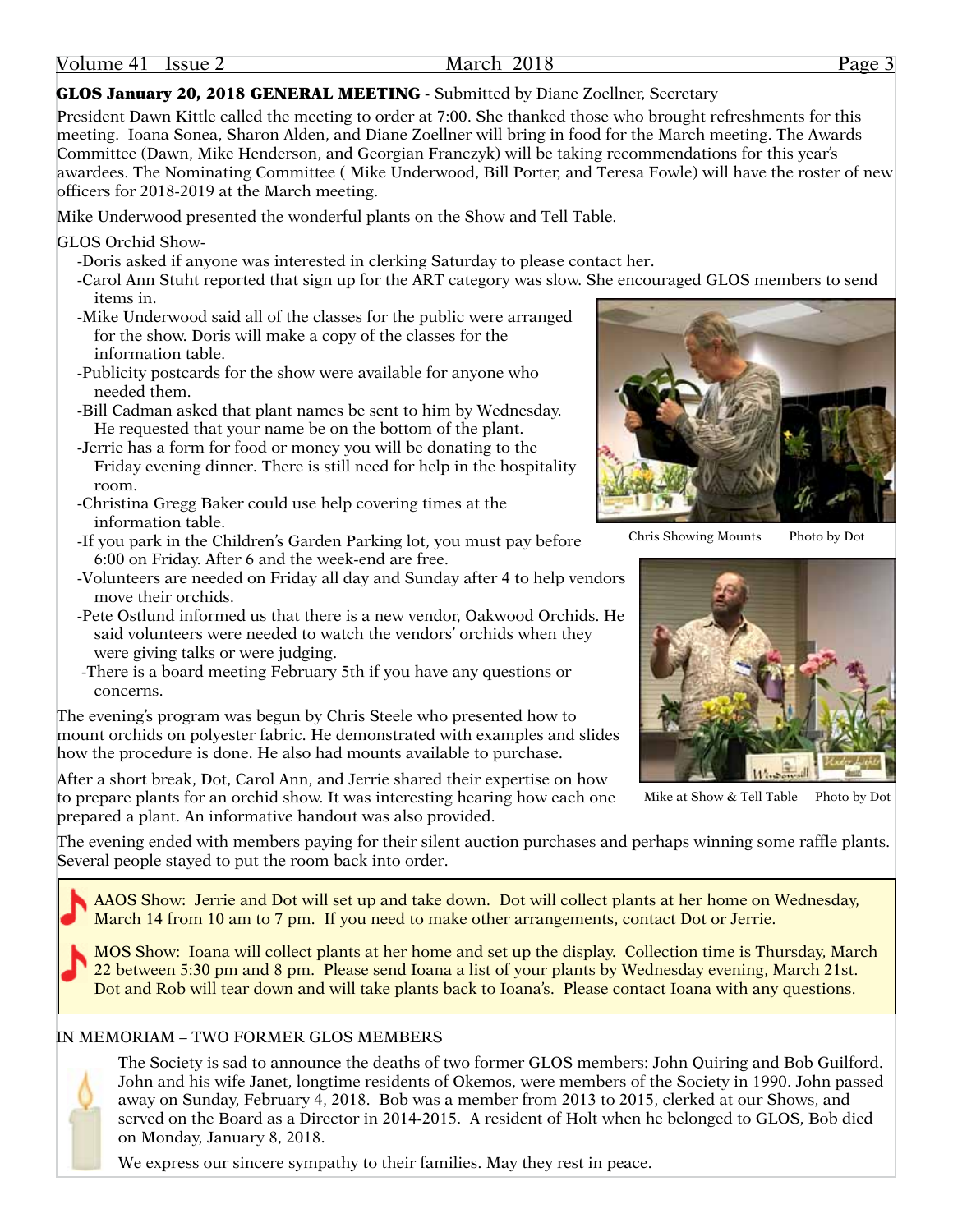**GLOS January 20, 2018 GENERAL MEETING** - Submitted by Diane Zoellner, Secretary

President Dawn Kittle called the meeting to order at 7:00. She thanked those who brought refreshments for this meeting. Ioana Sonea, Sharon Alden, and Diane Zoellner will bring in food for the March meeting. The Awards Committee (Dawn, Mike Henderson, and Georgian Franczyk) will be taking recommendations for this year's awardees. The Nominating Committee ( Mike Underwood, Bill Porter, and Teresa Fowle) will have the roster of new officers for 2018-2019 at the March meeting.

Mike Underwood presented the wonderful plants on the Show and Tell Table.

GLOS Orchid Show-

- -Doris asked if anyone was interested in clerking Saturday to please contact her.
- -Carol Ann Stuht reported that sign up for the ART category was slow. She encouraged GLOS members to send items in.
- -Mike Underwood said all of the classes for the public were arranged for the show. Doris will make a copy of the classes for the information table.
- -Publicity postcards for the show were available for anyone who needed them.
- -Bill Cadman asked that plant names be sent to him by Wednesday. He requested that your name be on the bottom of the plant.
- -Jerrie has a form for food or money you will be donating to the Friday evening dinner. There is still need for help in the hospitality room.
- -Christina Gregg Baker could use help covering times at the information table.
- -If you park in the Children's Garden Parking lot, you must pay before 6:00 on Friday. After 6 and the week-end are free.
- -Volunteers are needed on Friday all day and Sunday after 4 to help vendors move their orchids.
- -Pete Ostlund informed us that there is a new vendor, Oakwood Orchids. He said volunteers were needed to watch the vendors' orchids when they were giving talks or were judging.
- -There is a board meeting February 5th if you have any questions or concerns.

Chris Showing Mounts Photo by Dot

The evening's program was begun by Chris Steele who presented how to mount orchids on polyester fabric. He demonstrated with examples and slides how the procedure is done. He also had mounts available to purchase.

After a short break, Dot, Carol Ann, and Jerrie shared their expertise on how to prepare plants for an orchid show. It was interesting hearing how each one prepared a plant. An informative handout was also provided.

Mike at Show & Tell Table Photo by Dot

The evening ended with members paying for their silent auction purchases and perhaps winning some raffle plants. Several people stayed to put the room back into order.

AAOS Show: Jerrie and Dot will set up and take down. Dot will collect plants at her home on Wednesday, March 14 from 10 am to 7 pm. If you need to make other arrangements, contact Dot or Jerrie.

MOS Show: Ioana will collect plants at her home and set up the display. Collection time is Thursday, March 22 between 5:30 pm and 8 pm. Please send Ioana a list of your plants by Wednesday evening, March 21st. Dot and Rob will tear down and will take plants back to Ioana's. Please contact Ioana with any questions.

## IN MEMORIAM – TWO FORMER GLOS MEMBERS

The Society is sad to announce the deaths of two former GLOS members: John Quiring and Bob Guilford. John and his wife Janet, longtime residents of Okemos, were members of the Society in 1990. John passed away on Sunday, February 4, 2018. Bob was a member from 2013 to 2015, clerked at our Shows, and served on the Board as a Director in 2014-2015. A resident of Holt when he belonged to GLOS, Bob died on Monday, January 8, 2018.

We express our sincere sympathy to their families. May they rest in peace.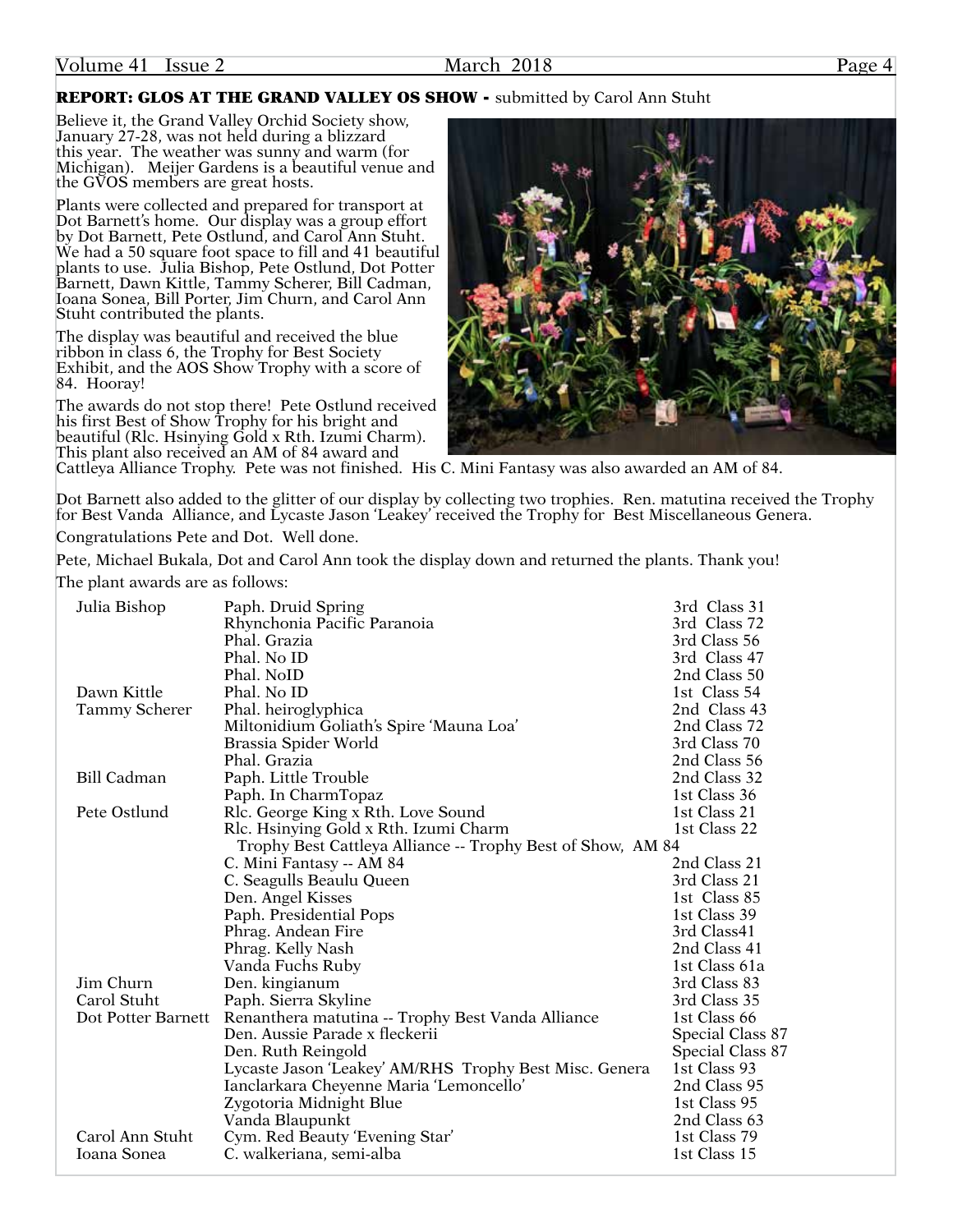**REPORT: GLOS AT THE GRAND VALLEY OS SHOW -** submitted by Carol Ann Stuht

Believe it, the Grand Valley Orchid Society show, January 27-28, was not held during a blizzard this year. The weather was sunny and warm (for Michigan). Meijer Gardens is a beautiful venue and the GVOS members are great hosts.

Plants were collected and prepared for transport at Dot Barnett's home. Our display was a group effort by Dot Barnett, Pete Ostlund, and Carol Ann Stuht. We had a 50 square foot space to fill and 41 beautiful plants to use. Julia Bishop, Pete Ostlund, Dot Potter Barnett, Dawn Kittle, Tammy Scherer, Bill Cadman, Ioana Sonea, Bill Porter, Jim Churn, and Carol Ann Stuht contributed the plants.

The display was beautiful and received the blue ribbon in class 6, the Trophy for Best Society Exhibit, and the AOS Show Trophy with a score of 84. Hooray!

The awards do not stop there! Pete Ostlund received his first Best of Show Trophy for his bright and beautiful (Rlc. Hsinying Gold x Rth. Izumi Charm). This plant also received an AM of 84 award and Cattleya Alliance Trophy. Pete was not finished. His C. Mini Fantasy was also awarded an AM of 84.

Dot Barnett also added to the glitter of our display by collecting two trophies. Ren. matutina received the Trophy for Best Vanda Alliance, and Lycaste Jason 'Leakey' received the Trophy for Best Miscellaneous Genera.

Congratulations Pete and Dot. Well done.

Pete, Michael Bukala, Dot and Carol Ann took the display down and returned the plants. Thank you!

The plant awards are as follows:

| | | |
|---|---|---|
| Julia Bishop | Paph. Druid Spring | 3rd Class 31 |
| | Rhynchonia Pacific Paranoia | 3rd Class 72 |
| | Phal. Grazia | 3rd Class 56 |
| | Phal. No ID | 3rd Class 47 |
| | Phal. NoID | 2nd Class 50 |
| Dawn Kittle | Phal. No ID | 1st Class 54 |
| Tammy Scherer | Phal. heiroglyphica | 2nd Class 43 |
| | Miltonidium Goliath's Spire 'Mauna Loa' | 2nd Class 72 |
| | Brassia Spider World | 3rd Class 70 |
| | Phal. Grazia | 2nd Class 56 |
| Bill Cadman | Paph. Little Trouble | 2nd Class 32 |
| | Paph. In CharmTopaz | 1st Class 36 |
| Pete Ostlund | Rlc. George King x Rth. Love Sound | 1st Class 21 |
| | Rlc. Hsinying Gold x Rth. Izumi Charm | 1st Class 22 |
| | Trophy Best Cattleya Alliance -- Trophy Best of Show, AM 84 | |
| | C. Mini Fantasy -- AM 84 | 2nd Class 21 |
| | C. Seagulls Beaulu Queen | 3rd Class 21 |
| | Den. Angel Kisses | 1st Class 85 |
| | Paph. Presidential Pops | 1st Class 39 |
| | Phrag. Andean Fire | 3rd Class41 |
| | Phrag. Kelly Nash | 2nd Class 41 |
| | Vanda Fuchs Ruby | 1st Class 61a |
| Jim Churn | Den. kingianum | 3rd Class 83 |
| Carol Stuht | Paph. Sierra Skyline | 3rd Class 35 |
| Dot Potter Barnett | Renanthera matutina -- Trophy Best Vanda Alliance | 1st Class 66 |
| | Den. Aussie Parade x fleckerii | Special Class 87 |
| | Den. Ruth Reingold | Special Class 87 |
| | Lycaste Jason 'Leakey' AM/RHS Trophy Best Misc. Genera | 1st Class 93 |
| | Ianclarkara Cheyenne Maria 'Lemoncello' | 2nd Class 95 |
| | Zygotoria Midnight Blue | 1st Class 95 |
| | Vanda Blaupunkt | 2nd Class 63 |
| Carol Ann Stuht | Cym. Red Beauty 'Evening Star' | 1st Class 79 |
| Ioana Sonea | C. walkeriana, semi-alba | 1st Class 15 |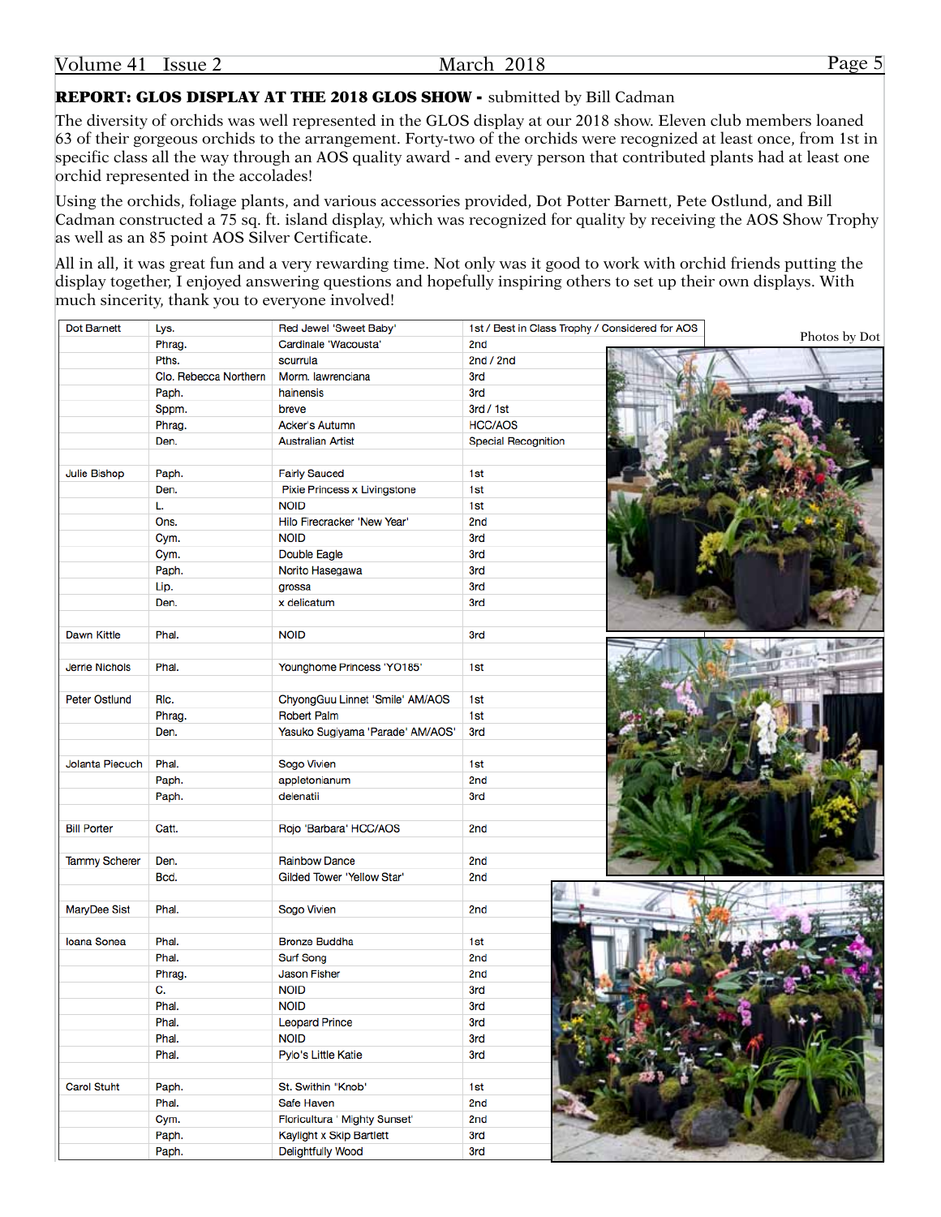## REPORT: GLOS DISPLAY AT THE 2018 GLOS SHOW - submitted by Bill Cadman

The diversity of orchids was well represented in the GLOS display at our 2018 show. Eleven club members loaned 63 of their gorgeous orchids to the arrangement. Forty-two of the orchids were recognized at least once, from 1st in specific class all the way through an AOS quality award - and every person that contributed plants had at least one orchid represented in the accolades!

Using the orchids, foliage plants, and various accessories provided, Dot Potter Barnett, Pete Ostlund, and Bill Cadman constructed a 75 sq. ft. island display, which was recognized for quality by receiving the AOS Show Trophy as well as an 85 point AOS Silver Certificate.

All in all, it was great fun and a very rewarding time. Not only was it good to work with orchid friends putting the display together, I enjoyed answering questions and hopefully inspiring others to set up their own displays. With much sincerity, thank you to everyone involved!

| | | | |
|---|---|---|---|
| Dot Barnett | Lys. | Red Jewel 'Sweet Baby' | 1st / Best in Class Trophy / Considered for AOS |
| | Phrag. | Cardinale 'Wacousta' | 2nd |
| | Pths. | scurrula | 2nd / 2nd |
| | Clo. Rebecca Northern | Morm. lawrenciana | 3rd |
| | Paph. | hainensis | 3rd |
| | Sppm. | breve | 3rd / 1st |
| | Phrag. | Acker's Autumn | HCC/AOS |
| | Den. | Australian Artist | Special Recognition |
| | | | |
| Julie Bishop | Paph. | Fairly Sauced | 1st |
| | Den. | Pixie Princess x Livingstone | 1st |
| | L. | NOID | 1st |
| | Ons. | Hilo Firecracker 'New Year' | 2nd |
| | Cym. | NOID | 3rd |
| | Cym. | Double Eagle | 3rd |
| | Paph. | Norito Hasegawa | 3rd |
| | Lip. | grossa | 3rd |
| | Den. | x delicatum | 3rd |
| | | | |
| Dawn Kittle | Phal. | NOID | 3rd |
| | | | |
| Jerrie Nichols | Phal. | Younghome Princess 'YO185' | 1st |
| | | | |
| Peter Ostlund | Rlc. | ChyongGuu Linnet 'Smile' AM/AOS | 1st |
| | Phrag. | Robert Palm | 1st |
| | Den. | Yasuko Sugiyama 'Parade' AM/AOS' | 3rd |
| | | | |
| Jolanta Piecuch | Phal. | Sogo Vivien | 1st |
| | Paph. | appletonianum | 2nd |
| | Paph. | delenatii | 3rd |
| | | | |
| Bill Porter | Catt. | Rojo 'Barbara' HCC/AOS | 2nd |
| | | | |
| Tammy Scherer | Den. | Rainbow Dance | 2nd |
| | Bcd. | Gilded Tower 'Yellow Star' | 2nd |
| | | | |
| MaryDee Sist | Phal. | Sogo Vivien | 2nd |
| | | | |
| Ioana Sonea | Phal. | Bronze Buddha | 1st |
| | Phal. | Surf Song | 2nd |
| | Phrag. | Jason Fisher | 2nd |
| | C. | NOID | 3rd |
| | Phal. | NOID | 3rd |
| | Phal. | Leopard Prince | 3rd |
| | Phal. | NOID | 3rd |
| | Phal. | Pylo's Little Katie | 3rd |
| | | | |
| Carol Stuht | Paph. | St. Swithin "Knob' | 1st |
| | Phal. | Safe Haven | 2nd |
| | Cym. | Floricultura ' Mighty Sunset' | 2nd |
| | Paph. | Kaylight x Skip Bartlett | 3rd |
| | Paph. | Delightfully Wood | 3rd |

Photos by Dot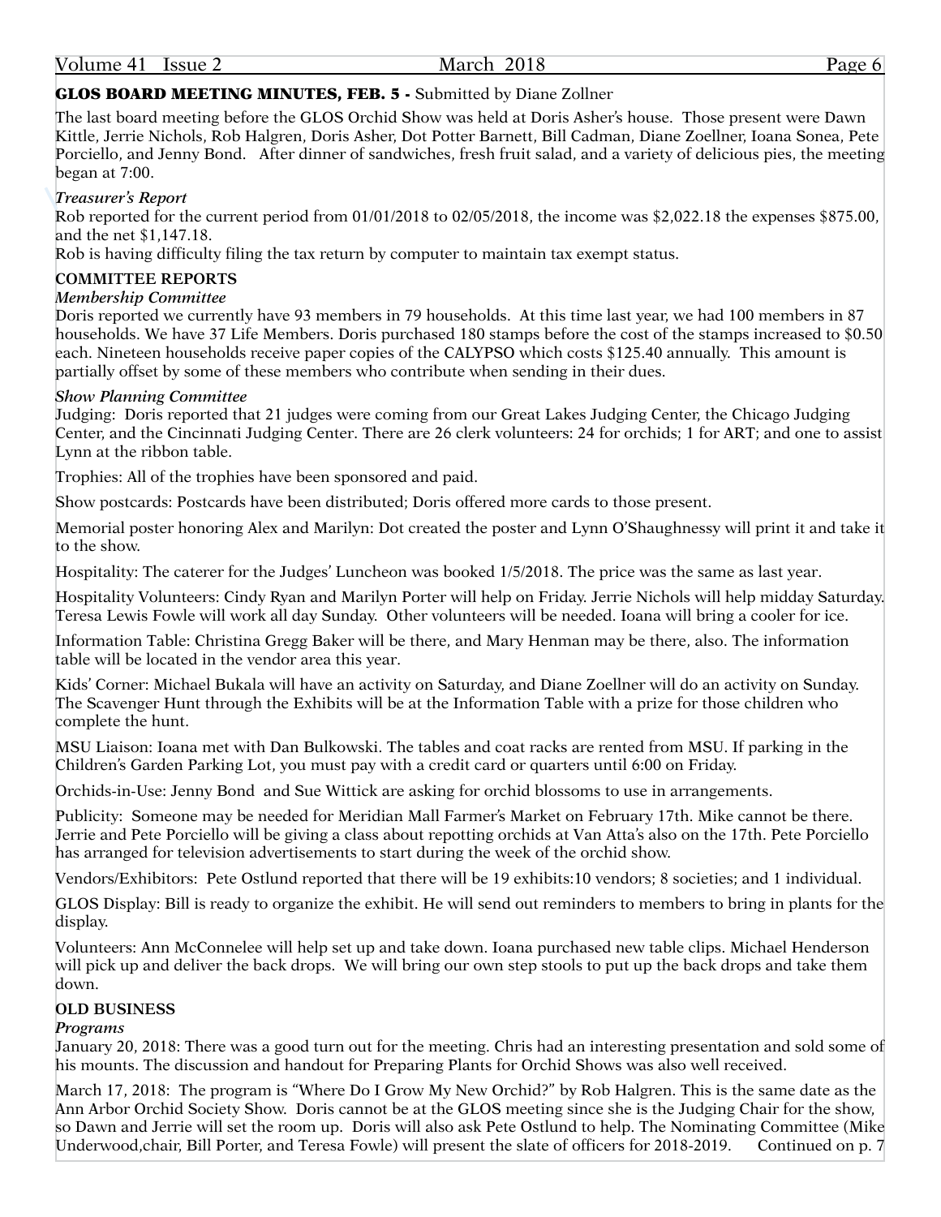## GLOS BOARD MEETING MINUTES, FEB. 5 - Submitted by Diane Zollner

The last board meeting before the GLOS Orchid Show was held at Doris Asher's house. Those present were Dawn Kittle, Jerrie Nichols, Rob Halgren, Doris Asher, Dot Potter Barnett, Bill Cadman, Diane Zoellner, Ioana Sonea, Pete Porciello, and Jenny Bond. After dinner of sandwiches, fresh fruit salad, and a variety of delicious pies, the meeting began at 7:00.

*Treasurer's Report*

Rob reported for the current period from 01/01/2018 to 02/05/2018, the income was $2,022.18 the expenses $875.00, and the net $1,147.18.

Rob is having difficulty filing the tax return by computer to maintain tax exempt status.

**COMMITTEE REPORTS**

*Membership Committee*

Doris reported we currently have 93 members in 79 households. At this time last year, we had 100 members in 87 households. We have 37 Life Members. Doris purchased 180 stamps before the cost of the stamps increased to $0.50 each. Nineteen households receive paper copies of the CALYPSO which costs $125.40 annually. This amount is partially offset by some of these members who contribute when sending in their dues.

*Show Planning Committee*

Judging: Doris reported that 21 judges were coming from our Great Lakes Judging Center, the Chicago Judging Center, and the Cincinnati Judging Center. There are 26 clerk volunteers: 24 for orchids; 1 for ART; and one to assist Lynn at the ribbon table.

Trophies: All of the trophies have been sponsored and paid.

Show postcards: Postcards have been distributed; Doris offered more cards to those present.

Memorial poster honoring Alex and Marilyn: Dot created the poster and Lynn O'Shaughnessy will print it and take it to the show.

Hospitality: The caterer for the Judges' Luncheon was booked 1/5/2018. The price was the same as last year.

Hospitality Volunteers: Cindy Ryan and Marilyn Porter will help on Friday. Jerrie Nichols will help midday Saturday. Teresa Lewis Fowle will work all day Sunday. Other volunteers will be needed. Ioana will bring a cooler for ice.

Information Table: Christina Gregg Baker will be there, and Mary Henman may be there, also. The information table will be located in the vendor area this year.

Kids' Corner: Michael Bukala will have an activity on Saturday, and Diane Zoellner will do an activity on Sunday. The Scavenger Hunt through the Exhibits will be at the Information Table with a prize for those children who complete the hunt.

MSU Liaison: Ioana met with Dan Bulkowski. The tables and coat racks are rented from MSU. If parking in the Children's Garden Parking Lot, you must pay with a credit card or quarters until 6:00 on Friday.

Orchids-in-Use: Jenny Bond and Sue Wittick are asking for orchid blossoms to use in arrangements.

Publicity: Someone may be needed for Meridian Mall Farmer's Market on February 17th. Mike cannot be there. Jerrie and Pete Porciello will be giving a class about repotting orchids at Van Atta's also on the 17th. Pete Porciello has arranged for television advertisements to start during the week of the orchid show.

Vendors/Exhibitors: Pete Ostlund reported that there will be 19 exhibits:10 vendors; 8 societies; and 1 individual.

GLOS Display: Bill is ready to organize the exhibit. He will send out reminders to members to bring in plants for the display.

Volunteers: Ann McConnelee will help set up and take down. Ioana purchased new table clips. Michael Henderson will pick up and deliver the back drops. We will bring our own step stools to put up the back drops and take them down.

**OLD BUSINESS**

*Programs*

January 20, 2018: There was a good turn out for the meeting. Chris had an interesting presentation and sold some of his mounts. The discussion and handout for Preparing Plants for Orchid Shows was also well received.

March 17, 2018: The program is "Where Do I Grow My New Orchid?" by Rob Halgren. This is the same date as the Ann Arbor Orchid Society Show. Doris cannot be at the GLOS meeting since she is the Judging Chair for the show, so Dawn and Jerrie will set the room up. Doris will also ask Pete Ostlund to help. The Nominating Committee (Mike Underwood,chair, Bill Porter, and Teresa Fowle) will present the slate of officers for 2018-2019. Continued on p. 7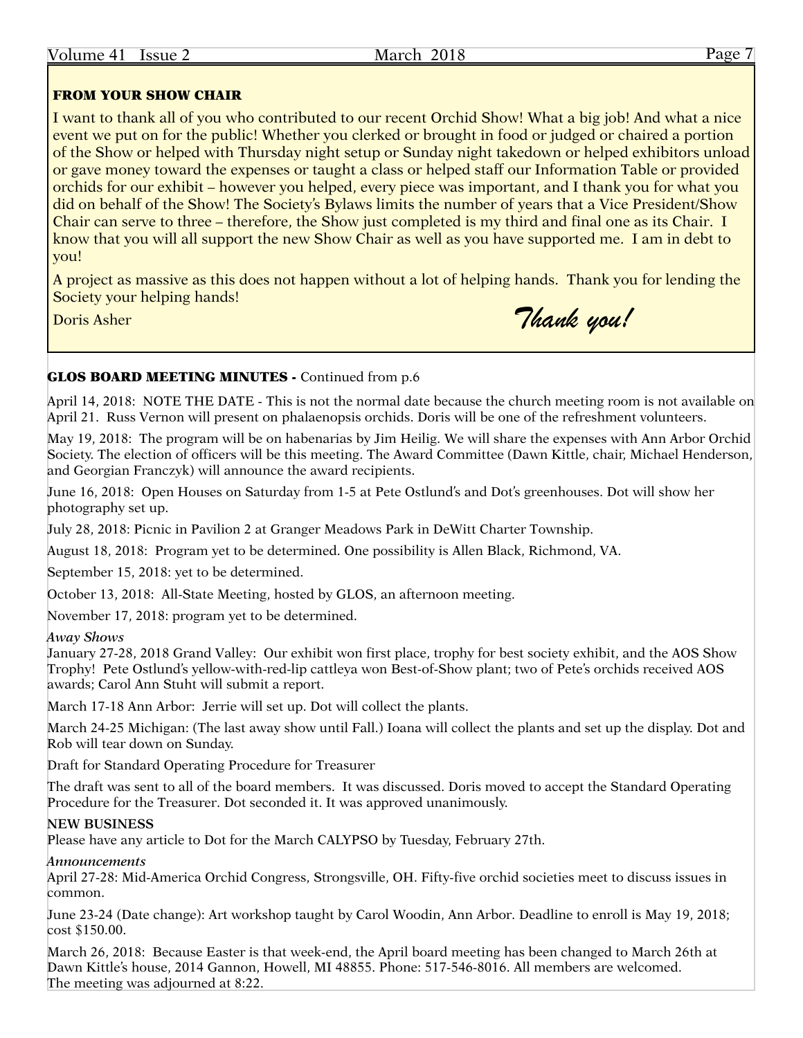## FROM YOUR SHOW CHAIR

I want to thank all of you who contributed to our recent Orchid Show! What a big job! And what a nice event we put on for the public! Whether you clerked or brought in food or judged or chaired a portion of the Show or helped with Thursday night setup or Sunday night takedown or helped exhibitors unload or gave money toward the expenses or taught a class or helped staff our Information Table or provided orchids for our exhibit – however you helped, every piece was important, and I thank you for what you did on behalf of the Show! The Society's Bylaws limits the number of years that a Vice President/Show Chair can serve to three – therefore, the Show just completed is my third and final one as its Chair. I know that you will all support the new Show Chair as well as you have supported me. I am in debt to you!

A project as massive as this does not happen without a lot of helping hands. Thank you for lending the Society your helping hands!

Doris Asher

*Thank you!*

## GLOS BOARD MEETING MINUTES - Continued from p.6

April 14, 2018: NOTE THE DATE - This is not the normal date because the church meeting room is not available on April 21. Russ Vernon will present on phalaenopsis orchids. Doris will be one of the refreshment volunteers.

May 19, 2018: The program will be on habenarias by Jim Heilig. We will share the expenses with Ann Arbor Orchid Society. The election of officers will be this meeting. The Award Committee (Dawn Kittle, chair, Michael Henderson, and Georgian Franczyk) will announce the award recipients.

June 16, 2018: Open Houses on Saturday from 1-5 at Pete Ostlund's and Dot's greenhouses. Dot will show her photography set up.

July 28, 2018: Picnic in Pavilion 2 at Granger Meadows Park in DeWitt Charter Township.

August 18, 2018: Program yet to be determined. One possibility is Allen Black, Richmond, VA.

September 15, 2018: yet to be determined.

October 13, 2018: All-State Meeting, hosted by GLOS, an afternoon meeting.

November 17, 2018: program yet to be determined.

*Away Shows*

January 27-28, 2018 Grand Valley: Our exhibit won first place, trophy for best society exhibit, and the AOS Show Trophy! Pete Ostlund's yellow-with-red-lip cattleya won Best-of-Show plant; two of Pete's orchids received AOS awards; Carol Ann Stuht will submit a report.

March 17-18 Ann Arbor: Jerrie will set up. Dot will collect the plants.

March 24-25 Michigan: (The last away show until Fall.) Ioana will collect the plants and set up the display. Dot and Rob will tear down on Sunday.

Draft for Standard Operating Procedure for Treasurer

The draft was sent to all of the board members. It was discussed. Doris moved to accept the Standard Operating Procedure for the Treasurer. Dot seconded it. It was approved unanimously.

**NEW BUSINESS**

Please have any article to Dot for the March CALYPSO by Tuesday, February 27th.

*Announcements*

April 27-28: Mid-America Orchid Congress, Strongsville, OH. Fifty-five orchid societies meet to discuss issues in common.

June 23-24 (Date change): Art workshop taught by Carol Woodin, Ann Arbor. Deadline to enroll is May 19, 2018; cost $150.00.

March 26, 2018: Because Easter is that week-end, the April board meeting has been changed to March 26th at Dawn Kittle's house, 2014 Gannon, Howell, MI 48855. Phone: 517-546-8016. All members are welcomed.

The meeting was adjourned at 8:22.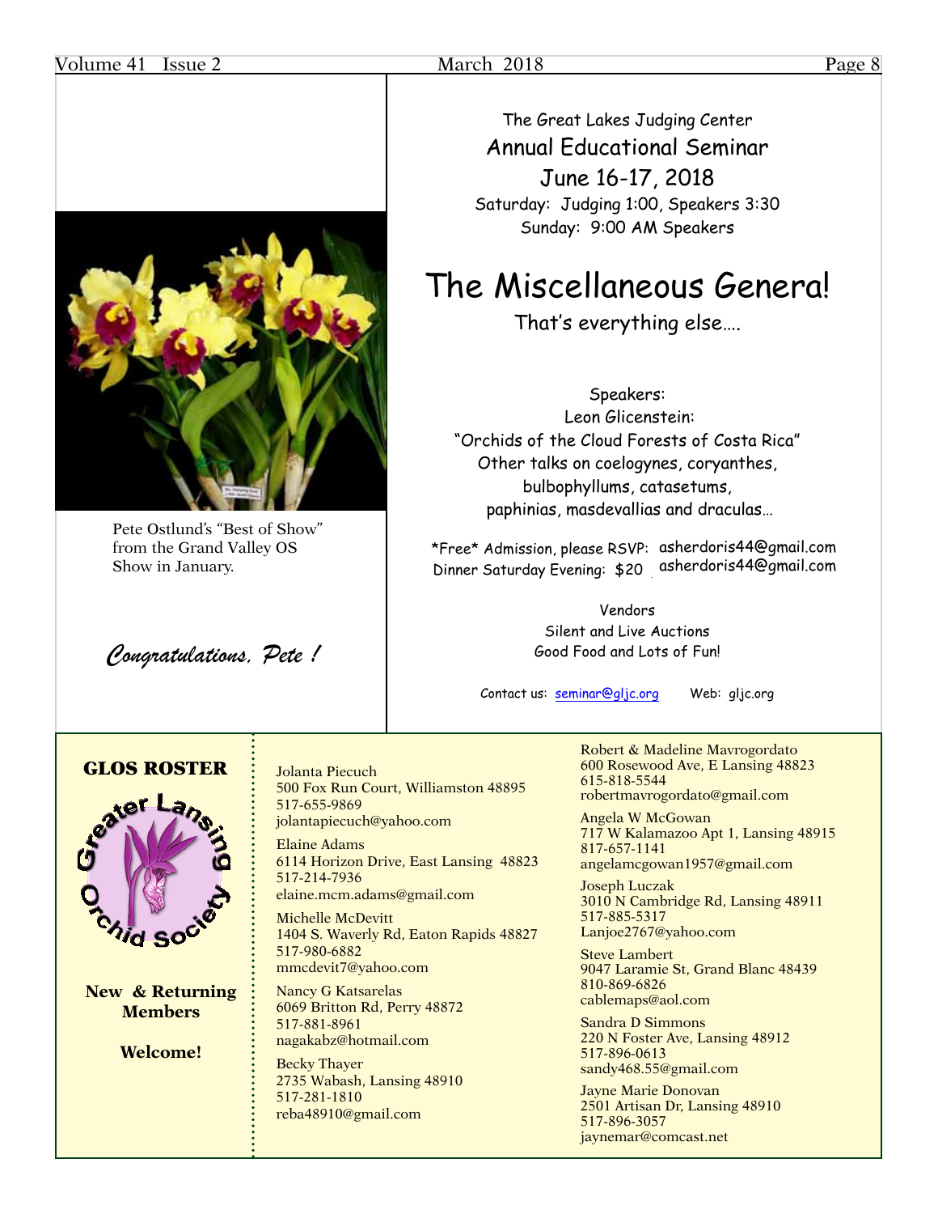Pete Ostlund's "Best of Show" from the Grand Valley OS Show in January.

*Congratulations, Pete !*

The Great Lakes Judging Center

## Annual Educational Seminar

## June 16-17, 2018

Saturday: Judging 1:00, Speakers 3:30

Sunday: 9:00 AM Speakers

# The Miscellaneous Genera!

That's everything else….

Speakers:

Leon Glicenstein:

"Orchids of the Cloud Forests of Costa Rica"

Other talks on coelogynes, coryanthes, bulbophyllums, catasetums, paphinias, masdevallias and draculas…

*Free* Admission, please RSVP: asherdoris44@gmail.com

Dinner Saturday Evening: $20 asherdoris44@gmail.com

Vendors

Silent and Live Auctions

Good Food and Lots of Fun!

Contact us: seminar@gljc.org Web: gljc.org

## GLOS ROSTER

**New & Returning Members**

**Welcome!**

Jolanta Piecuch
500 Fox Run Court, Williamston 48895
517-655-9869
jolantapiecuch@yahoo.com

Elaine Adams
6114 Horizon Drive, East Lansing 48823
517-214-7936
elaine.mcm.adams@gmail.com

Michelle McDevitt
1404 S. Waverly Rd, Eaton Rapids 48827
517-980-6882
mmcdevit7@yahoo.com

Nancy G Katsarelas
6069 Britton Rd, Perry 48872
517-881-8961
nagakabz@hotmail.com

Becky Thayer
2735 Wabash, Lansing 48910
517-281-1810
reba48910@gmail.com

Robert & Madeline Mavrogordato
600 Rosewood Ave, E Lansing 48823
615-818-5544
robertmavrogordato@gmail.com

Angela W McGowan
717 W Kalamazoo Apt 1, Lansing 48915
817-657-1141
angelamcgowan1957@gmail.com

Joseph Luczak
3010 N Cambridge Rd, Lansing 48911
517-885-5317
Lanjoe2767@yahoo.com

Steve Lambert
9047 Laramie St, Grand Blanc 48439
810-869-6826
cablemaps@aol.com

Sandra D Simmons
220 N Foster Ave, Lansing 48912
517-896-0613
sandy468.55@gmail.com

Jayne Marie Donovan
2501 Artisan Dr, Lansing 48910
517-896-3057
jaynemar@comcast.net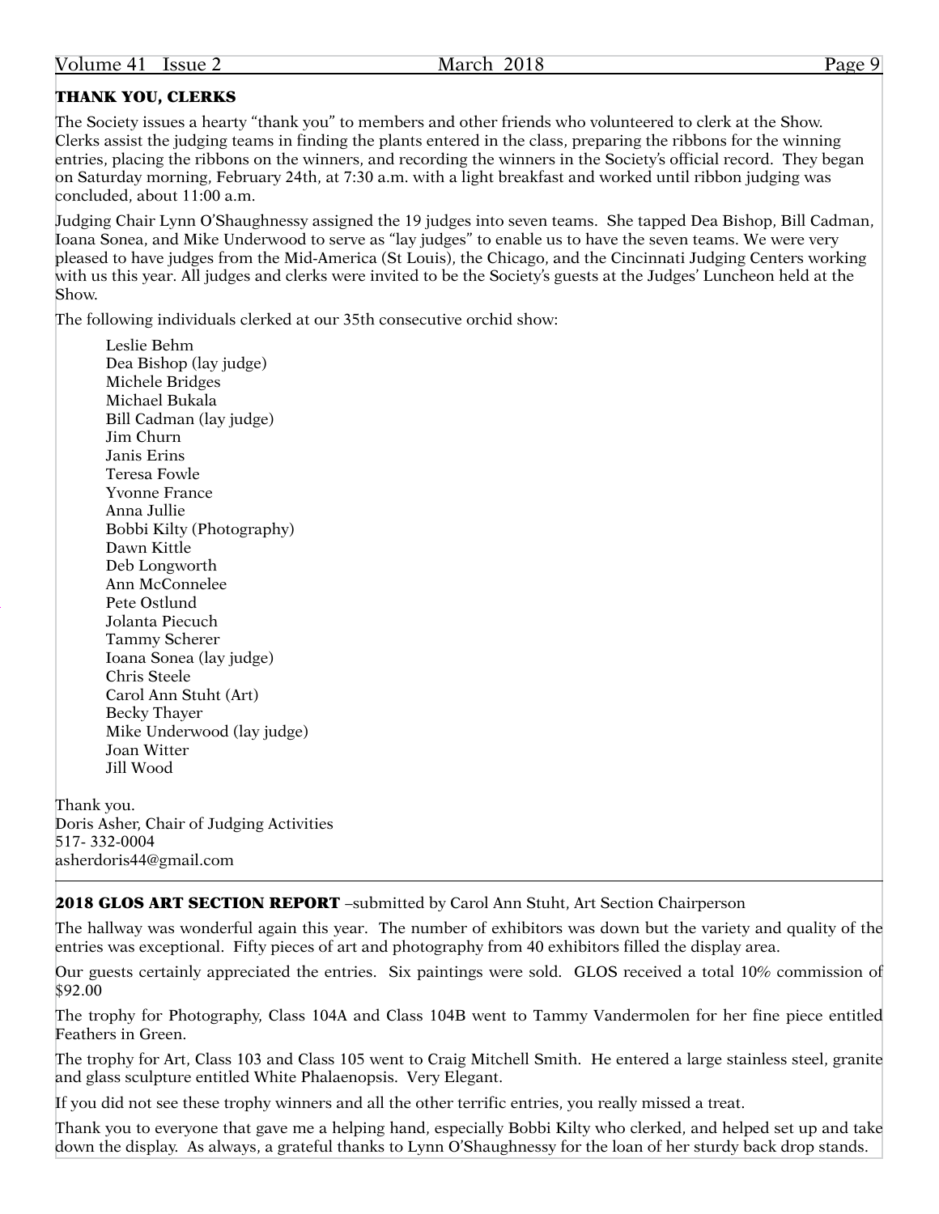## THANK YOU, CLERKS

The Society issues a hearty "thank you" to members and other friends who volunteered to clerk at the Show. Clerks assist the judging teams in finding the plants entered in the class, preparing the ribbons for the winning entries, placing the ribbons on the winners, and recording the winners in the Society's official record. They began on Saturday morning, February 24th, at 7:30 a.m. with a light breakfast and worked until ribbon judging was concluded, about 11:00 a.m.

Judging Chair Lynn O'Shaughnessy assigned the 19 judges into seven teams. She tapped Dea Bishop, Bill Cadman, Ioana Sonea, and Mike Underwood to serve as "lay judges" to enable us to have the seven teams. We were very pleased to have judges from the Mid-America (St Louis), the Chicago, and the Cincinnati Judging Centers working with us this year. All judges and clerks were invited to be the Society's guests at the Judges' Luncheon held at the Show.

The following individuals clerked at our 35th consecutive orchid show:

- Leslie Behm
- Dea Bishop (lay judge)
- Michele Bridges
- Michael Bukala
- Bill Cadman (lay judge)
- Jim Churn
- Janis Erins
- Teresa Fowle
- Yvonne France
- Anna Jullie
- Bobbi Kilty (Photography)
- Dawn Kittle
- Deb Longworth
- Ann McConnelee
- Pete Ostlund
- Jolanta Piecuch
- Tammy Scherer
- Ioana Sonea (lay judge)
- Chris Steele
- Carol Ann Stuht (Art)
- Becky Thayer
- Mike Underwood (lay judge)
- Joan Witter
- Jill Wood

Thank you.
Doris Asher, Chair of Judging Activities
517- 332-0004
asherdoris44@gmail.com

---

## 2018 GLOS ART SECTION REPORT –submitted by Carol Ann Stuht, Art Section Chairperson

The hallway was wonderful again this year. The number of exhibitors was down but the variety and quality of the entries was exceptional. Fifty pieces of art and photography from 40 exhibitors filled the display area.

Our guests certainly appreciated the entries. Six paintings were sold. GLOS received a total 10% commission of $92.00

The trophy for Photography, Class 104A and Class 104B went to Tammy Vandermolen for her fine piece entitled Feathers in Green.

The trophy for Art, Class 103 and Class 105 went to Craig Mitchell Smith. He entered a large stainless steel, granite and glass sculpture entitled White Phalaenopsis. Very Elegant.

If you did not see these trophy winners and all the other terrific entries, you really missed a treat.

Thank you to everyone that gave me a helping hand, especially Bobbi Kilty who clerked, and helped set up and take down the display. As always, a grateful thanks to Lynn O'Shaughnessy for the loan of her sturdy back drop stands.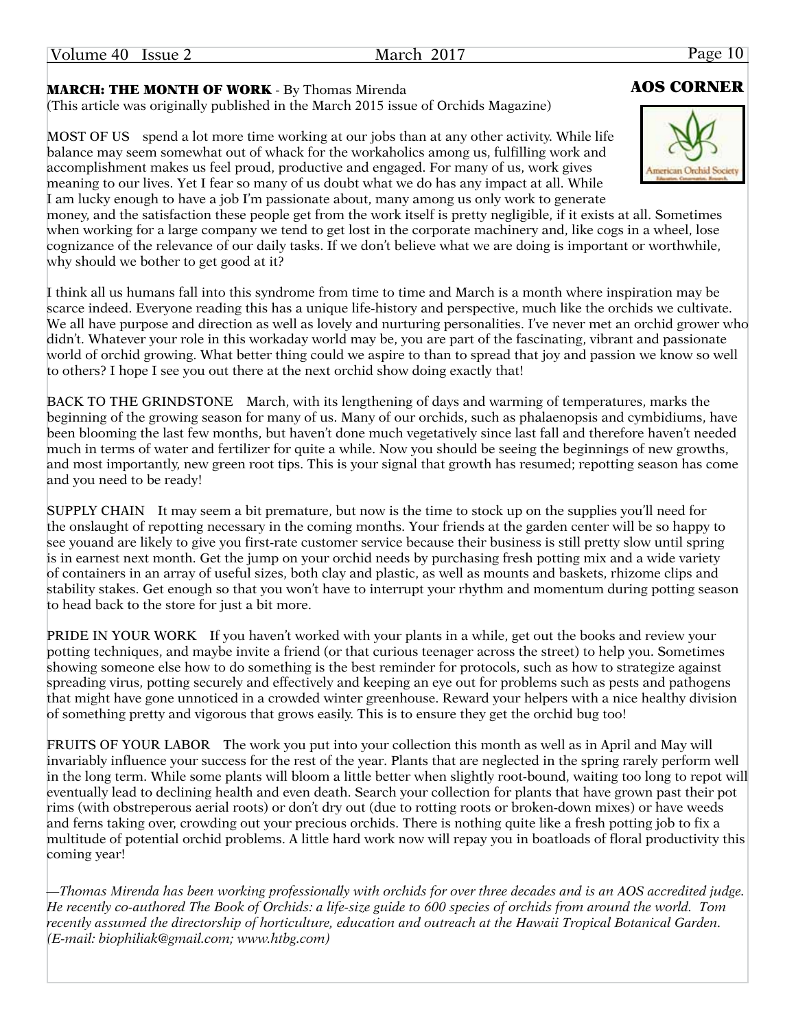## AOS CORNER

**MARCH: THE MONTH OF WORK** - By Thomas Mirenda
(This article was originally published in the March 2015 issue of Orchids Magazine)

MOST OF US spend a lot more time working at our jobs than at any other activity. While life balance may seem somewhat out of whack for the workaholics among us, fulfilling work and accomplishment makes us feel proud, productive and engaged. For many of us, work gives meaning to our lives. Yet I fear so many of us doubt what we do has any impact at all. While I am lucky enough to have a job I'm passionate about, many among us only work to generate money, and the satisfaction these people get from the work itself is pretty negligible, if it exists at all. Sometimes when working for a large company we tend to get lost in the corporate machinery and, like cogs in a wheel, lose cognizance of the relevance of our daily tasks. If we don't believe what we are doing is important or worthwhile, why should we bother to get good at it?

I think all us humans fall into this syndrome from time to time and March is a month where inspiration may be scarce indeed. Everyone reading this has a unique life-history and perspective, much like the orchids we cultivate. We all have purpose and direction as well as lovely and nurturing personalities. I've never met an orchid grower who didn't. Whatever your role in this workaday world may be, you are part of the fascinating, vibrant and passionate world of orchid growing. What better thing could we aspire to than to spread that joy and passion we know so well to others? I hope I see you out there at the next orchid show doing exactly that!

BACK TO THE GRINDSTONE March, with its lengthening of days and warming of temperatures, marks the beginning of the growing season for many of us. Many of our orchids, such as phalaenopsis and cymbidiums, have been blooming the last few months, but haven't done much vegetatively since last fall and therefore haven't needed much in terms of water and fertilizer for quite a while. Now you should be seeing the beginnings of new growths, and most importantly, new green root tips. This is your signal that growth has resumed; repotting season has come and you need to be ready!

SUPPLY CHAIN It may seem a bit premature, but now is the time to stock up on the supplies you'll need for the onslaught of repotting necessary in the coming months. Your friends at the garden center will be so happy to see youand are likely to give you first-rate customer service because their business is still pretty slow until spring is in earnest next month. Get the jump on your orchid needs by purchasing fresh potting mix and a wide variety of containers in an array of useful sizes, both clay and plastic, as well as mounts and baskets, rhizome clips and stability stakes. Get enough so that you won't have to interrupt your rhythm and momentum during potting season to head back to the store for just a bit more.

PRIDE IN YOUR WORK If you haven't worked with your plants in a while, get out the books and review your potting techniques, and maybe invite a friend (or that curious teenager across the street) to help you. Sometimes showing someone else how to do something is the best reminder for protocols, such as how to strategize against spreading virus, potting securely and effectively and keeping an eye out for problems such as pests and pathogens that might have gone unnoticed in a crowded winter greenhouse. Reward your helpers with a nice healthy division of something pretty and vigorous that grows easily. This is to ensure they get the orchid bug too!

FRUITS OF YOUR LABOR The work you put into your collection this month as well as in April and May will invariably influence your success for the rest of the year. Plants that are neglected in the spring rarely perform well in the long term. While some plants will bloom a little better when slightly root-bound, waiting too long to repot will eventually lead to declining health and even death. Search your collection for plants that have grown past their pot rims (with obstreperous aerial roots) or don't dry out (due to rotting roots or broken-down mixes) or have weeds and ferns taking over, crowding out your precious orchids. There is nothing quite like a fresh potting job to fix a multitude of potential orchid problems. A little hard work now will repay you in boatloads of floral productivity this coming year!

*—Thomas Mirenda has been working professionally with orchids for over three decades and is an AOS accredited judge. He recently co-authored The Book of Orchids: a life-size guide to 600 species of orchids from around the world. Tom recently assumed the directorship of horticulture, education and outreach at the Hawaii Tropical Botanical Garden. (E-mail: biophiliak@gmail.com; www.htbg.com)*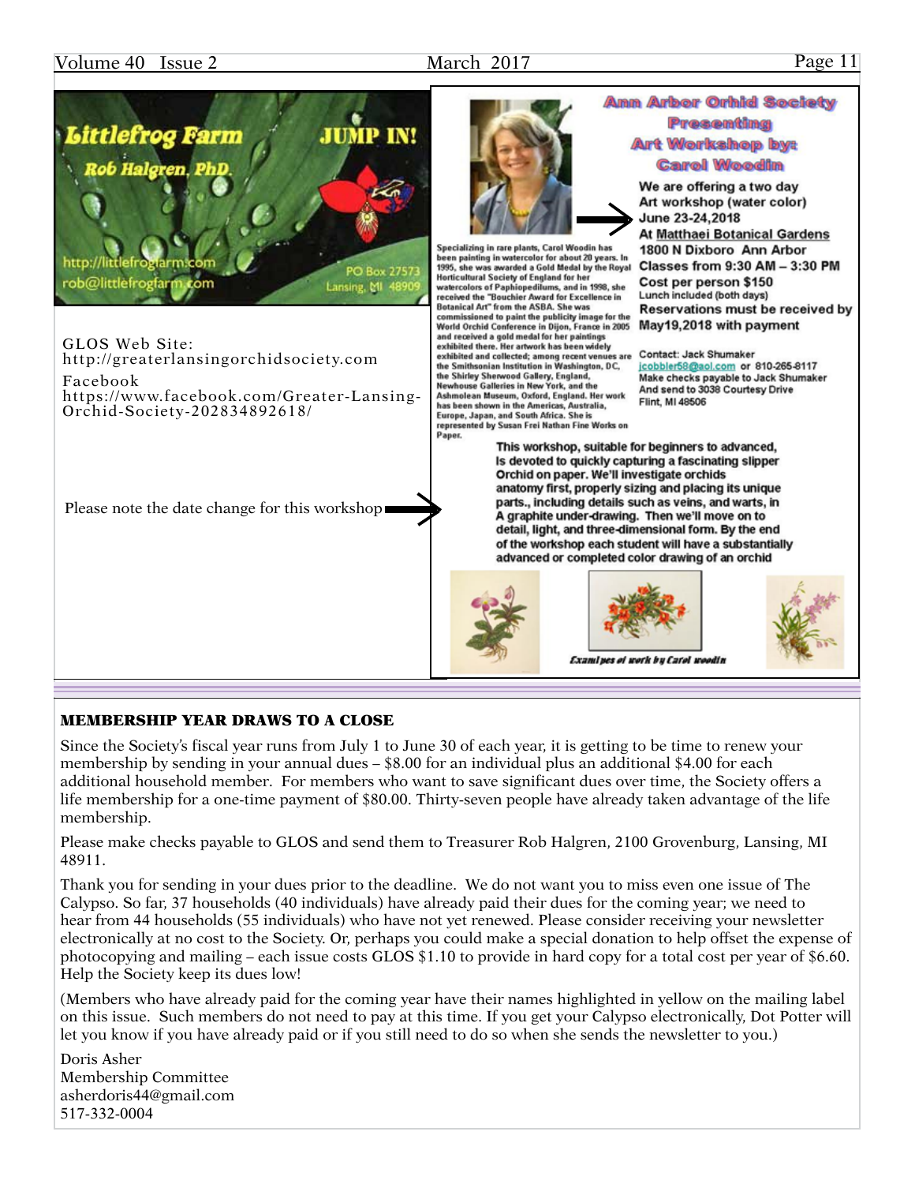**Littlefrog Farm** JUMP IN!

Rob Halgren, PhD.

http://littlefrogfarm.com
rob@littlefrogfarm.com

PO Box 27573
Lansing, MI 48909

GLOS Web Site:
http://greaterlansingorchidsociety.com

Facebook
https://www.facebook.com/Greater-Lansing-Orchid-Society-202834892618/

Please note the date change for this workshop

## Ann Arbor Orchid Society Presenting Art Workshop by: Carol Woodin

We are offering a two day Art workshop (water color)
June 23-24,2018
At Matthaei Botanical Gardens
1800 N Dixboro Ann Arbor
Classes from 9:30 AM – 3:30 PM
Cost per person $150
Lunch included (both days)
Reservations must be received by May19,2018 with payment

Specializing in rare plants, Carol Woodin has been painting in watercolor for about 20 years. In 1995, she was awarded a Gold Medal by the Royal Horticultural Society of England for her watercolors of Paphiopedilums, and in 1998, she received the "Bouchier Award for Excellence in Botanical Art" from the ASBA. She was commissioned to paint the publicity image for the World Orchid Conference in Dijon, France in 2005 and received a gold medal for her paintings exhibited there. Her artwork has been widely exhibited and collected; among recent venues are the Smithsonian Institution in Washington, DC, the Shirley Sherwood Gallery, England, Newhouse Galleries in New York, and the Ashmolean Museum, Oxford, England. Her work has been shown in the Americas, Australia, Europe, Japan, and South Africa. She is represented by Susan Frei Nathan Fine Works on Paper.

Contact: Jack Shumaker
jcobbler58@aol.com or 810-265-8117
Make checks payable to Jack Shumaker
And send to 3038 Courtesy Drive
Flint, MI 48506

This workshop, suitable for beginners to advanced, Is devoted to quickly capturing a fascinating slipper Orchid on paper. We'll investigate orchids anatomy first, properly sizing and placing its unique parts., including details such as veins, and warts, in A graphite under-drawing. Then we'll move on to detail, light, and three-dimensional form. By the end of the workshop each student will have a substantially advanced or completed color drawing of an orchid

*Examlpes of work by Carol woodin*

## MEMBERSHIP YEAR DRAWS TO A CLOSE

Since the Society's fiscal year runs from July 1 to June 30 of each year, it is getting to be time to renew your membership by sending in your annual dues – $8.00 for an individual plus an additional $4.00 for each additional household member. For members who want to save significant dues over time, the Society offers a life membership for a one-time payment of $80.00. Thirty-seven people have already taken advantage of the life membership.

Please make checks payable to GLOS and send them to Treasurer Rob Halgren, 2100 Grovenburg, Lansing, MI 48911.

Thank you for sending in your dues prior to the deadline. We do not want you to miss even one issue of The Calypso. So far, 37 households (40 individuals) have already paid their dues for the coming year; we need to hear from 44 households (55 individuals) who have not yet renewed. Please consider receiving your newsletter electronically at no cost to the Society. Or, perhaps you could make a special donation to help offset the expense of photocopying and mailing – each issue costs GLOS $1.10 to provide in hard copy for a total cost per year of $6.60. Help the Society keep its dues low!

(Members who have already paid for the coming year have their names highlighted in yellow on the mailing label on this issue. Such members do not need to pay at this time. If you get your Calypso electronically, Dot Potter will let you know if you have already paid or if you still need to do so when she sends the newsletter to you.)

Doris Asher
Membership Committee
asherdoris44@gmail.com
517-332-0004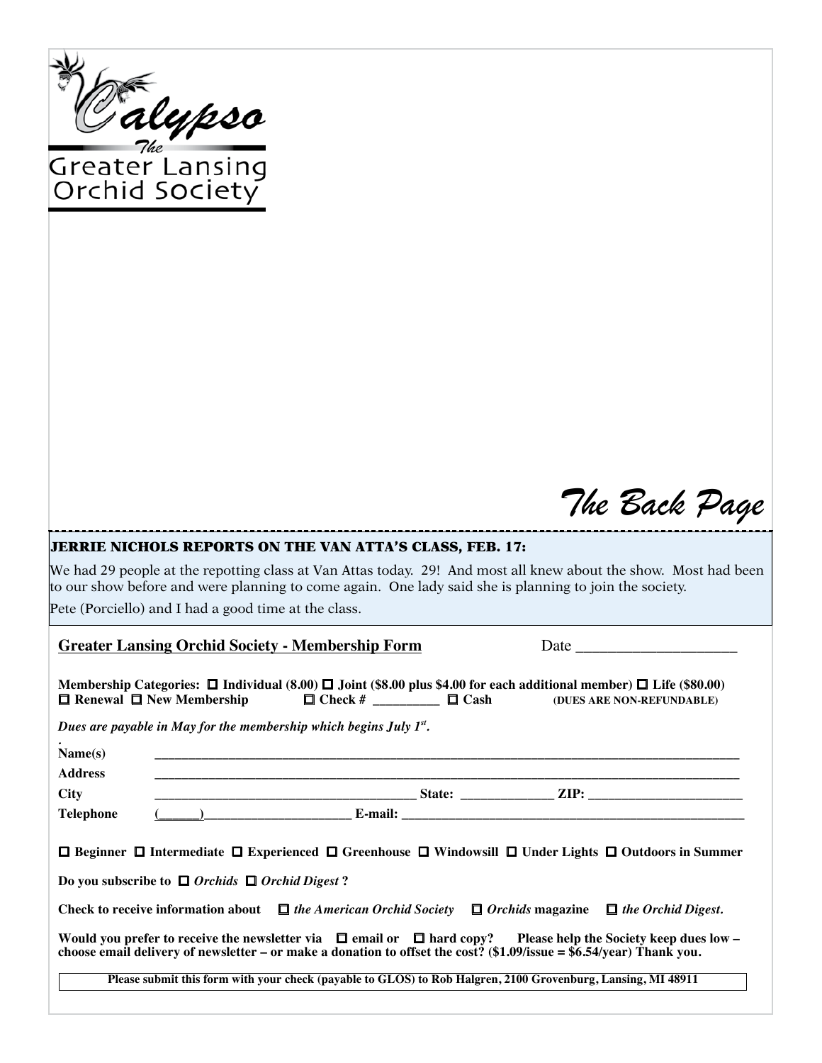Calypso

The Greater Lansing Orchid Society

# The Back Page

### JERRIE NICHOLS REPORTS ON THE VAN ATTA'S CLASS, FEB. 17:

We had 29 people at the repotting class at Van Attas today. 29! And most all knew about the show. Most had been to our show before and were planning to come again. One lady said she is planning to join the society.

Pete (Porciello) and I had a good time at the class.

**Greater Lansing Orchid Society - Membership Form** Date ____________________

**Membership Categories:** ☐ **Individual (8.00)** ☐ **Joint ($8.00 plus $4.00 for each additional member)** ☐ **Life ($80.00)**
☐ **Renewal** ☐ **New Membership** ☐ **Check # __________** ☐ **Cash** **(DUES ARE NON-REFUNDABLE)**

***Dues are payable in May for the membership which begins July 1st.***

**Name(s)** ________________________________________________________________

**Address** ________________________________________________________________

**City** ______________________________ **State:** _____________ **ZIP:** ______________________

**Telephone** (______)______________________ **E-mail:** ________________________________________

☐ **Beginner** ☐ **Intermediate** ☐ **Experienced** ☐ **Greenhouse** ☐ **Windowsill** ☐ **Under Lights** ☐ **Outdoors in Summer**

**Do you subscribe to** ☐ ***Orchids*** ☐ ***Orchid Digest*** **?**

**Check to receive information about** ☐ ***the American Orchid Society*** ☐ ***Orchids*** **magazine** ☐ ***the Orchid Digest.***

**Would you prefer to receive the newsletter via** ☐ **email or** ☐ **hard copy? Please help the Society keep dues low – choose email delivery of newsletter – or make a donation to offset the cost? ($1.09/issue = $6.54/year) Thank you.**

**Please submit this form with your check (payable to GLOS) to Rob Halgren, 2100 Grovenburg, Lansing, MI 48911**